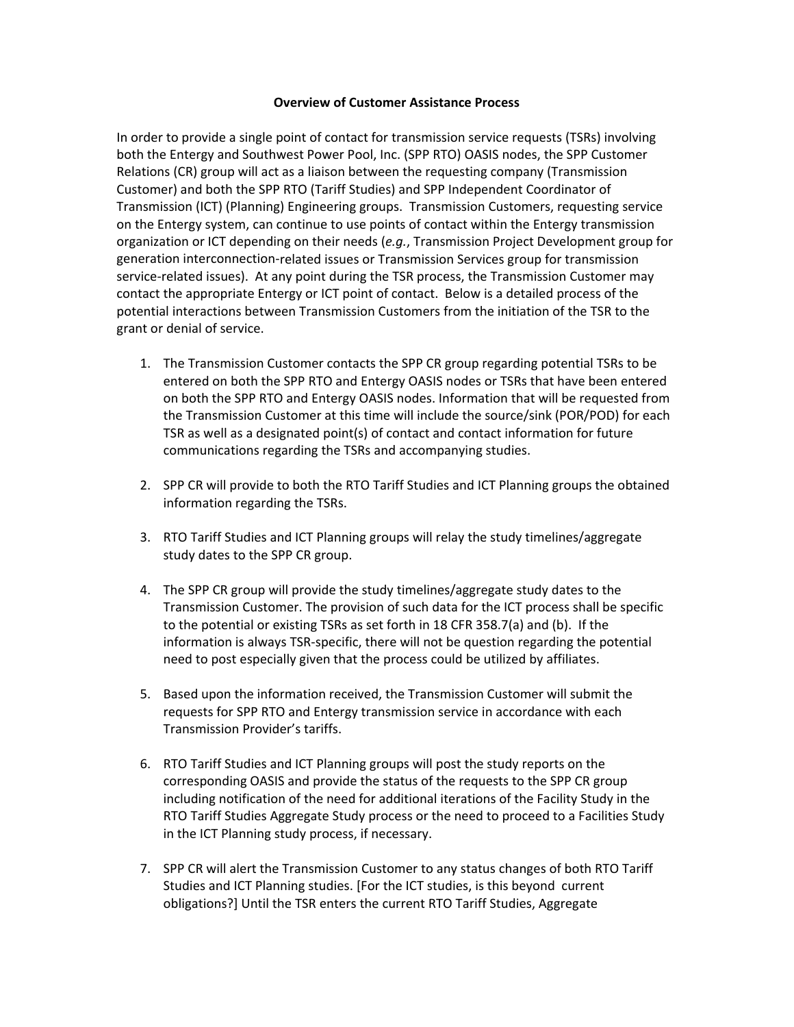**Overview of Customer Assistance Process**

In order to provide a single point of contact for transmission service requests (TSRs) involving both the Entergy and Southwest Power Pool, Inc. (SPP RTO) OASIS nodes, the SPP Customer Relations (CR) group will act as a liaison between the requesting company (Transmission Customer) and both the SPP RTO (Tariff Studies) and SPP Independent Coordinator of Transmission (ICT) (Planning) Engineering groups. Transmission Customers, requesting service on the Entergy system, can continue to use points of contact within the Entergy transmission organization or ICT depending on their needs (*e.g.*, Transmission Project Development group for generation interconnection-related issues or Transmission Services group for transmission service-related issues). At any point during the TSR process, the Transmission Customer may contact the appropriate Entergy or ICT point of contact. Below is a detailed process of the potential interactions between Transmission Customers from the initiation of the TSR to the grant or denial of service.

1. The Transmission Customer contacts the SPP CR group regarding potential TSRs to be entered on both the SPP RTO and Entergy OASIS nodes or TSRs that have been entered on both the SPP RTO and Entergy OASIS nodes. Information that will be requested from the Transmission Customer at this time will include the source/sink (POR/POD) for each TSR as well as a designated point(s) of contact and contact information for future communications regarding the TSRs and accompanying studies.

2. SPP CR will provide to both the RTO Tariff Studies and ICT Planning groups the obtained information regarding the TSRs.

3. RTO Tariff Studies and ICT Planning groups will relay the study timelines/aggregate study dates to the SPP CR group.

4. The SPP CR group will provide the study timelines/aggregate study dates to the Transmission Customer. The provision of such data for the ICT process shall be specific to the potential or existing TSRs as set forth in 18 CFR 358.7(a) and (b). If the information is always TSR-specific, there will not be question regarding the potential need to post especially given that the process could be utilized by affiliates.

5. Based upon the information received, the Transmission Customer will submit the requests for SPP RTO and Entergy transmission service in accordance with each Transmission Provider's tariffs.

6. RTO Tariff Studies and ICT Planning groups will post the study reports on the corresponding OASIS and provide the status of the requests to the SPP CR group including notification of the need for additional iterations of the Facility Study in the RTO Tariff Studies Aggregate Study process or the need to proceed to a Facilities Study in the ICT Planning study process, if necessary.

7. SPP CR will alert the Transmission Customer to any status changes of both RTO Tariff Studies and ICT Planning studies. [For the ICT studies, is this beyond current obligations?] Until the TSR enters the current RTO Tariff Studies, Aggregate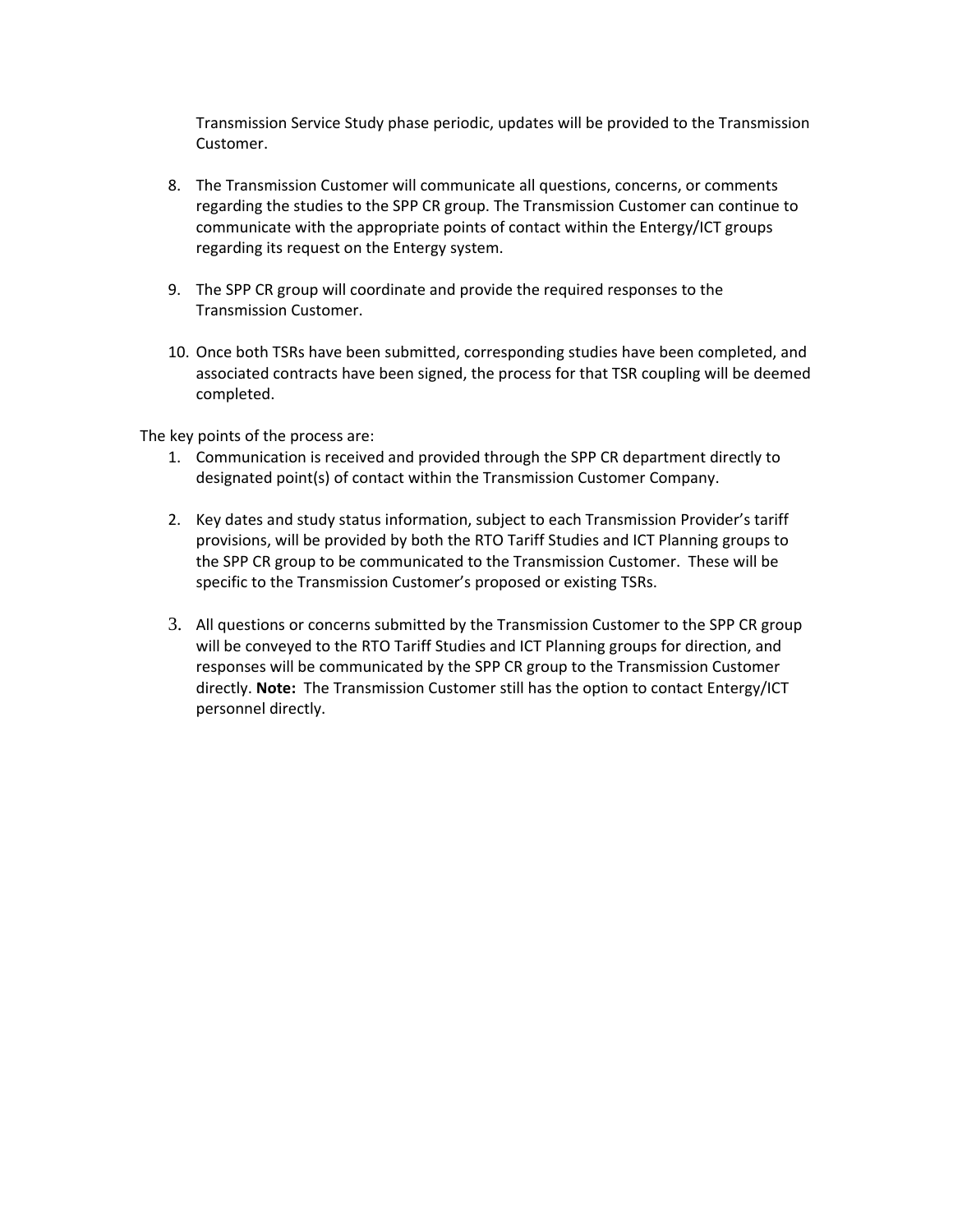Transmission Service Study phase periodic, updates will be provided to the Transmission Customer.

8. The Transmission Customer will communicate all questions, concerns, or comments regarding the studies to the SPP CR group. The Transmission Customer can continue to communicate with the appropriate points of contact within the Entergy/ICT groups regarding its request on the Entergy system.

9. The SPP CR group will coordinate and provide the required responses to the Transmission Customer.

10. Once both TSRs have been submitted, corresponding studies have been completed, and associated contracts have been signed, the process for that TSR coupling will be deemed completed.

The key points of the process are:

1. Communication is received and provided through the SPP CR department directly to designated point(s) of contact within the Transmission Customer Company.

2. Key dates and study status information, subject to each Transmission Provider's tariff provisions, will be provided by both the RTO Tariff Studies and ICT Planning groups to the SPP CR group to be communicated to the Transmission Customer. These will be specific to the Transmission Customer's proposed or existing TSRs.

3. All questions or concerns submitted by the Transmission Customer to the SPP CR group will be conveyed to the RTO Tariff Studies and ICT Planning groups for direction, and responses will be communicated by the SPP CR group to the Transmission Customer directly. **Note:** The Transmission Customer still has the option to contact Entergy/ICT personnel directly.